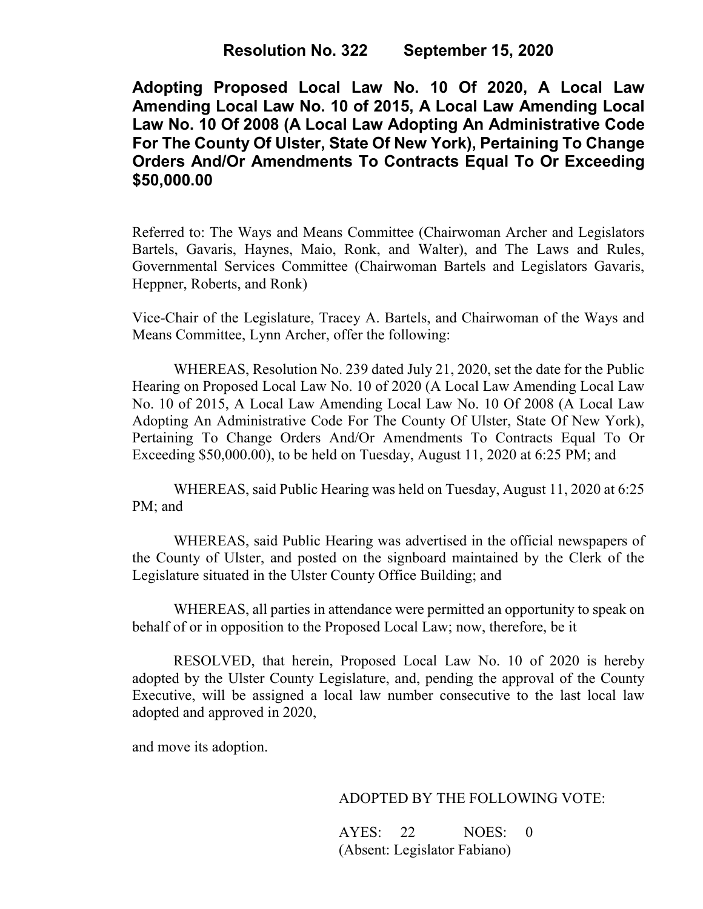**Resolution No. 322 September 15, 2020**

# Adopting Proposed Local Law No. 10 Of 2020, A Local Law Amending Local Law No. 10 of 2015, A Local Law Amending Local Law No. 10 Of 2008 (A Local Law Adopting An Administrative Code For The County Of Ulster, State Of New York), Pertaining To Change Orders And/Or Amendments To Contracts Equal To Or Exceeding $50,000.00

Referred to: The Ways and Means Committee (Chairwoman Archer and Legislators Bartels, Gavaris, Haynes, Maio, Ronk, and Walter), and The Laws and Rules, Governmental Services Committee (Chairwoman Bartels and Legislators Gavaris, Heppner, Roberts, and Ronk)

Vice-Chair of the Legislature, Tracey A. Bartels, and Chairwoman of the Ways and Means Committee, Lynn Archer, offer the following:

WHEREAS, Resolution No. 239 dated July 21, 2020, set the date for the Public Hearing on Proposed Local Law No. 10 of 2020 (A Local Law Amending Local Law No. 10 of 2015, A Local Law Amending Local Law No. 10 Of 2008 (A Local Law Adopting An Administrative Code For The County Of Ulster, State Of New York), Pertaining To Change Orders And/Or Amendments To Contracts Equal To Or Exceeding $50,000.00), to be held on Tuesday, August 11, 2020 at 6:25 PM; and

WHEREAS, said Public Hearing was held on Tuesday, August 11, 2020 at 6:25 PM; and

WHEREAS, said Public Hearing was advertised in the official newspapers of the County of Ulster, and posted on the signboard maintained by the Clerk of the Legislature situated in the Ulster County Office Building; and

WHEREAS, all parties in attendance were permitted an opportunity to speak on behalf of or in opposition to the Proposed Local Law; now, therefore, be it

RESOLVED, that herein, Proposed Local Law No. 10 of 2020 is hereby adopted by the Ulster County Legislature, and, pending the approval of the County Executive, will be assigned a local law number consecutive to the last local law adopted and approved in 2020,

and move its adoption.

ADOPTED BY THE FOLLOWING VOTE:

AYES: 22 NOES: 0
(Absent: Legislator Fabiano)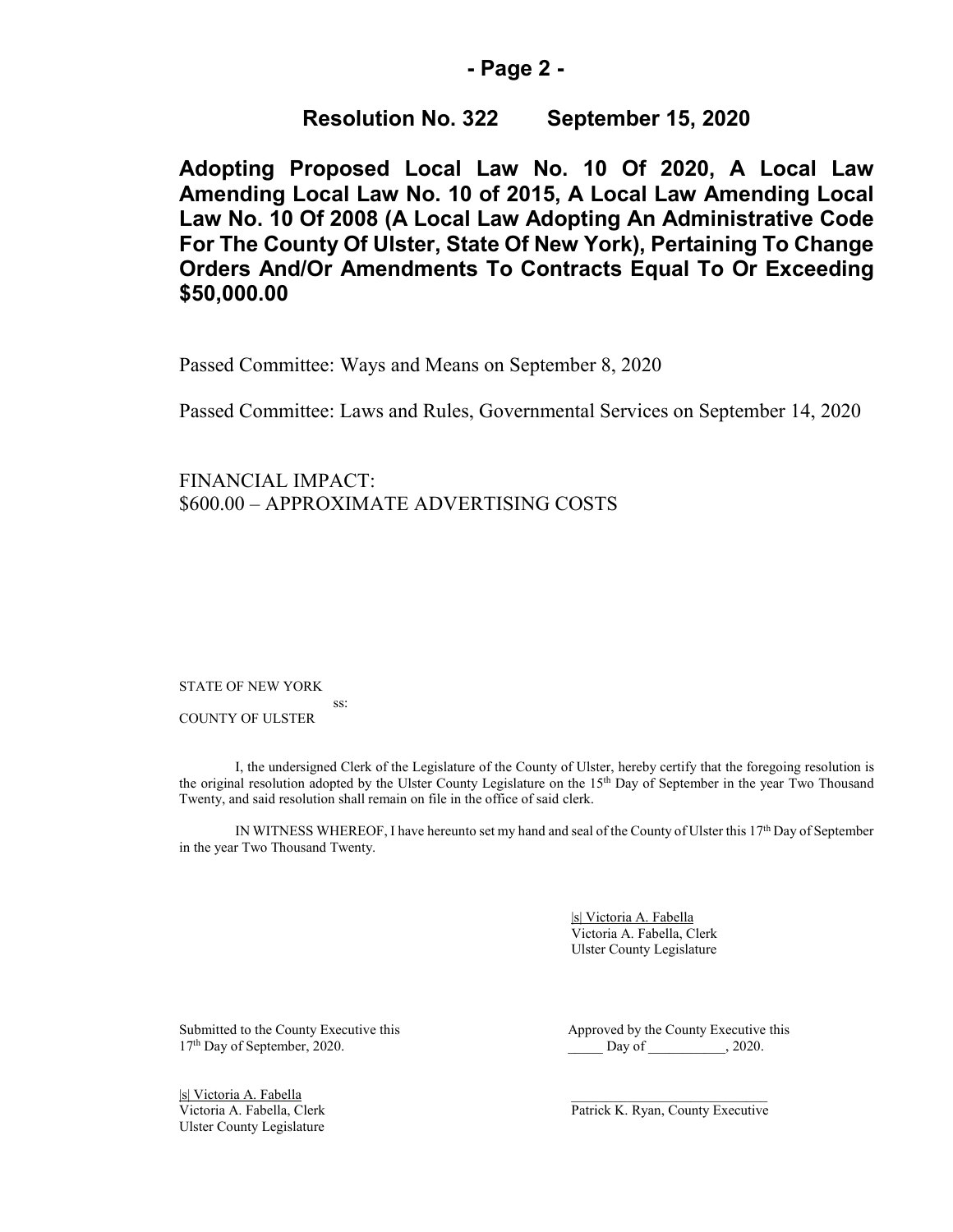## Resolution No. 322 September 15, 2020

## Adopting Proposed Local Law No. 10 Of 2020, A Local Law Amending Local Law No. 10 of 2015, A Local Law Amending Local Law No. 10 Of 2008 (A Local Law Adopting An Administrative Code For The County Of Ulster, State Of New York), Pertaining To Change Orders And/Or Amendments To Contracts Equal To Or Exceeding $50,000.00

Passed Committee: Ways and Means on September 8, 2020

Passed Committee: Laws and Rules, Governmental Services on September 14, 2020

FINANCIAL IMPACT:
$600.00 – APPROXIMATE ADVERTISING COSTS

STATE OF NEW YORK
ss:
COUNTY OF ULSTER

I, the undersigned Clerk of the Legislature of the County of Ulster, hereby certify that the foregoing resolution is the original resolution adopted by the Ulster County Legislature on the 15th Day of September in the year Two Thousand Twenty, and said resolution shall remain on file in the office of said clerk.

IN WITNESS WHEREOF, I have hereunto set my hand and seal of the County of Ulster this 17th Day of September in the year Two Thousand Twenty.

|s| Victoria A. Fabella
Victoria A. Fabella, Clerk
Ulster County Legislature

Submitted to the County Executive this
17th Day of September, 2020.

|s| Victoria A. Fabella
Victoria A. Fabella, Clerk
Ulster County Legislature

Approved by the County Executive this
_____ Day of ___________, 2020.

_____________________________
Patrick K. Ryan, County Executive